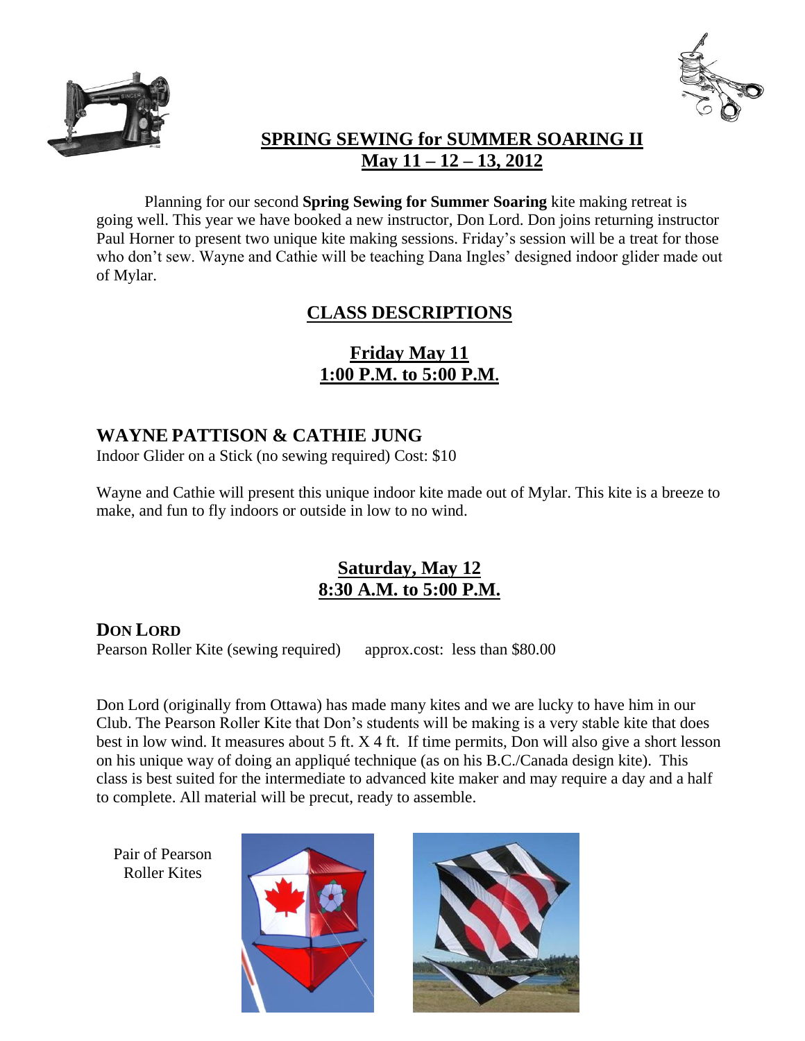# SPRING SEWING for SUMMER SOARING II

## May 11 – 12 – 13, 2012

Planning for our second **Spring Sewing for Summer Soaring** kite making retreat is going well. This year we have booked a new instructor, Don Lord. Don joins returning instructor Paul Horner to present two unique kite making sessions. Friday's session will be a treat for those who don't sew. Wayne and Cathie will be teaching Dana Ingles' designed indoor glider made out of Mylar.

## CLASS DESCRIPTIONS

### Friday May 11
### 1:00 P.M. to 5:00 P.M.

### WAYNE PATTISON & CATHIE JUNG

Indoor Glider on a Stick (no sewing required) Cost: $10

Wayne and Cathie will present this unique indoor kite made out of Mylar. This kite is a breeze to make, and fun to fly indoors or outside in low to no wind.

### Saturday, May 12
### 8:30 A.M. to 5:00 P.M.

### DON LORD

Pearson Roller Kite (sewing required) approx.cost: less than $80.00

Don Lord (originally from Ottawa) has made many kites and we are lucky to have him in our Club. The Pearson Roller Kite that Don's students will be making is a very stable kite that does best in low wind. It measures about 5 ft. X 4 ft. If time permits, Don will also give a short lesson on his unique way of doing an appliqué technique (as on his B.C./Canada design kite). This class is best suited for the intermediate to advanced kite maker and may require a day and a half to complete. All material will be precut, ready to assemble.

Pair of Pearson Roller Kites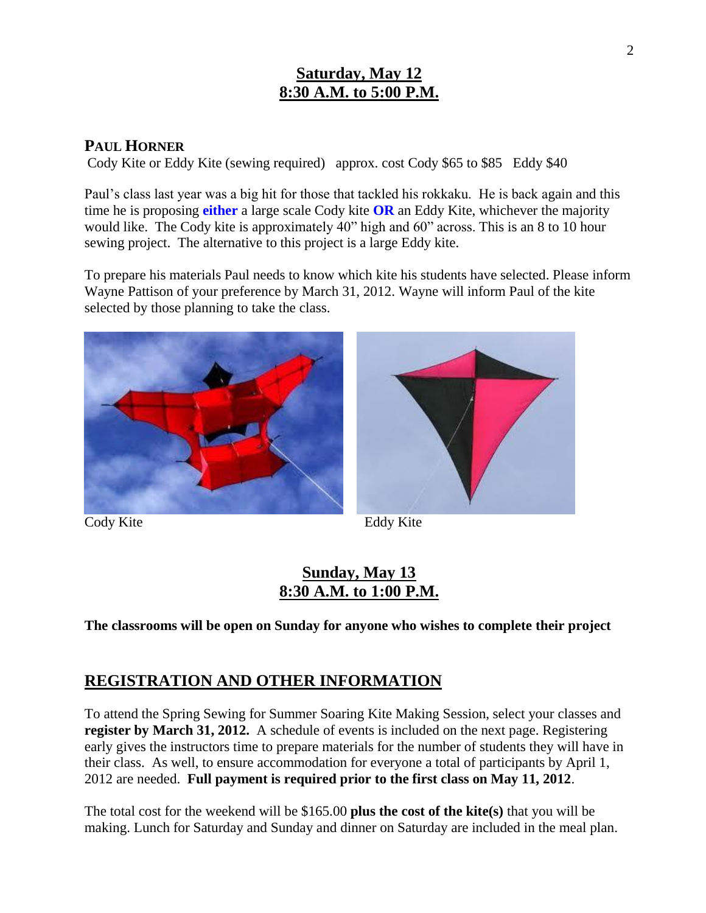## **Saturday, May 12**
## **8:30 A.M. to 5:00 P.M.**

### **PAUL HORNER**

Cody Kite or Eddy Kite (sewing required) approx. cost Cody $65 to $85 Eddy $40

Paul's class last year was a big hit for those that tackled his rokkaku. He is back again and this time he is proposing **either** a large scale Cody kite **OR** an Eddy Kite, whichever the majority would like. The Cody kite is approximately 40" high and 60" across. This is an 8 to 10 hour sewing project. The alternative to this project is a large Eddy kite.

To prepare his materials Paul needs to know which kite his students have selected. Please inform Wayne Pattison of your preference by March 31, 2012. Wayne will inform Paul of the kite selected by those planning to take the class.

Cody Kite

Eddy Kite

## **Sunday, May 13**
## **8:30 A.M. to 1:00 P.M.**

**The classrooms will be open on Sunday for anyone who wishes to complete their project**

## **REGISTRATION AND OTHER INFORMATION**

To attend the Spring Sewing for Summer Soaring Kite Making Session, select your classes and **register by March 31, 2012.** A schedule of events is included on the next page. Registering early gives the instructors time to prepare materials for the number of students they will have in their class. As well, to ensure accommodation for everyone a total of participants by April 1, 2012 are needed. **Full payment is required prior to the first class on May 11, 2012**.

The total cost for the weekend will be $165.00 **plus the cost of the kite(s)** that you will be making. Lunch for Saturday and Sunday and dinner on Saturday are included in the meal plan.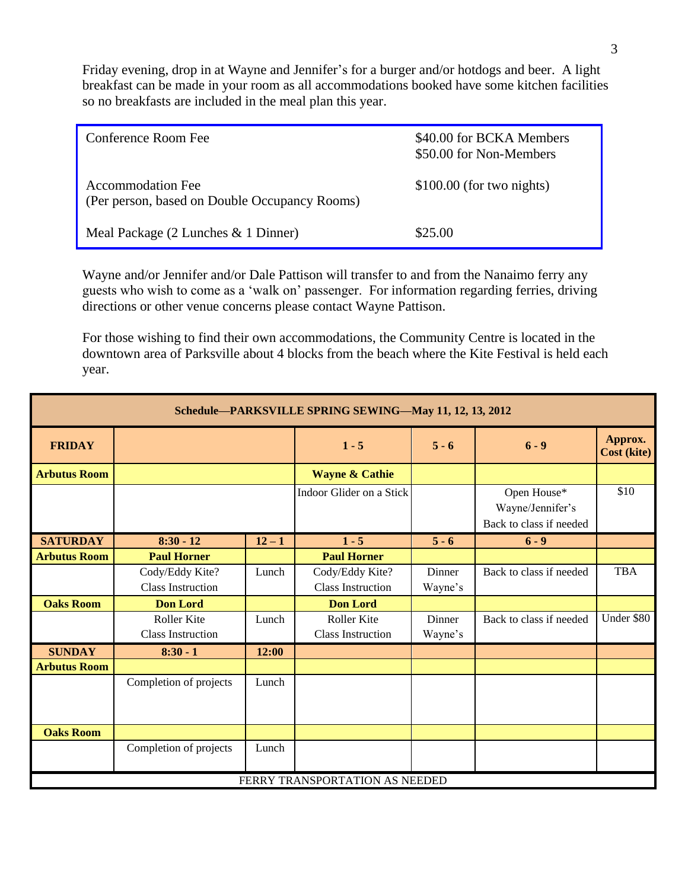Friday evening, drop in at Wayne and Jennifer's for a burger and/or hotdogs and beer. A light breakfast can be made in your room as all accommodations booked have some kitchen facilities so no breakfasts are included in the meal plan this year.

| | |
|---|---|
| Conference Room Fee | $40.00 for BCKA Members<br>$50.00 for Non-Members |
| Accommodation Fee<br>(Per person, based on Double Occupancy Rooms) | $100.00 (for two nights) |
| Meal Package (2 Lunches & 1 Dinner) | $25.00 |

Wayne and/or Jennifer and/or Dale Pattison will transfer to and from the Nanaimo ferry any guests who wish to come as a 'walk on' passenger. For information regarding ferries, driving directions or other venue concerns please contact Wayne Pattison.

For those wishing to find their own accommodations, the Community Centre is located in the downtown area of Parksville about 4 blocks from the beach where the Kite Festival is held each year.

| **Schedule—PARKSVILLE SPRING SEWING—May 11, 12, 13, 2012** | | | | | | |
|---|---|---|---|---|---|---|
| **FRIDAY** | | | **1 - 5** | **5 - 6** | **6 - 9** | **Approx. Cost (kite)** |
| **Arbutus Room** | | | **Wayne & Cathie** | | | |
| | | | Indoor Glider on a Stick | | Open House*<br>Wayne/Jennifer's<br>Back to class if needed | $10 |
| **SATURDAY** | **8:30 - 12** | **12 – 1** | **1 - 5** | **5 - 6** | **6 - 9** | |
| **Arbutus Room** | **Paul Horner** | | **Paul Horner** | | | |
| | Cody/Eddy Kite?<br>Class Instruction | Lunch | Cody/Eddy Kite?<br>Class Instruction | Dinner<br>Wayne's | Back to class if needed | TBA |
| **Oaks Room** | **Don Lord** | | **Don Lord** | | | |
| | Roller Kite<br>Class Instruction | Lunch | Roller Kite<br>Class Instruction | Dinner<br>Wayne's | Back to class if needed | Under $80 |
| **SUNDAY** | **8:30 - 1** | **12:00** | | | | |
| **Arbutus Room** | | | | | | |
| | Completion of projects | Lunch | | | | |
| **Oaks Room** | | | | | | |
| | Completion of projects | Lunch | | | | |
| FERRY TRANSPORTATION AS NEEDED | | | | | | |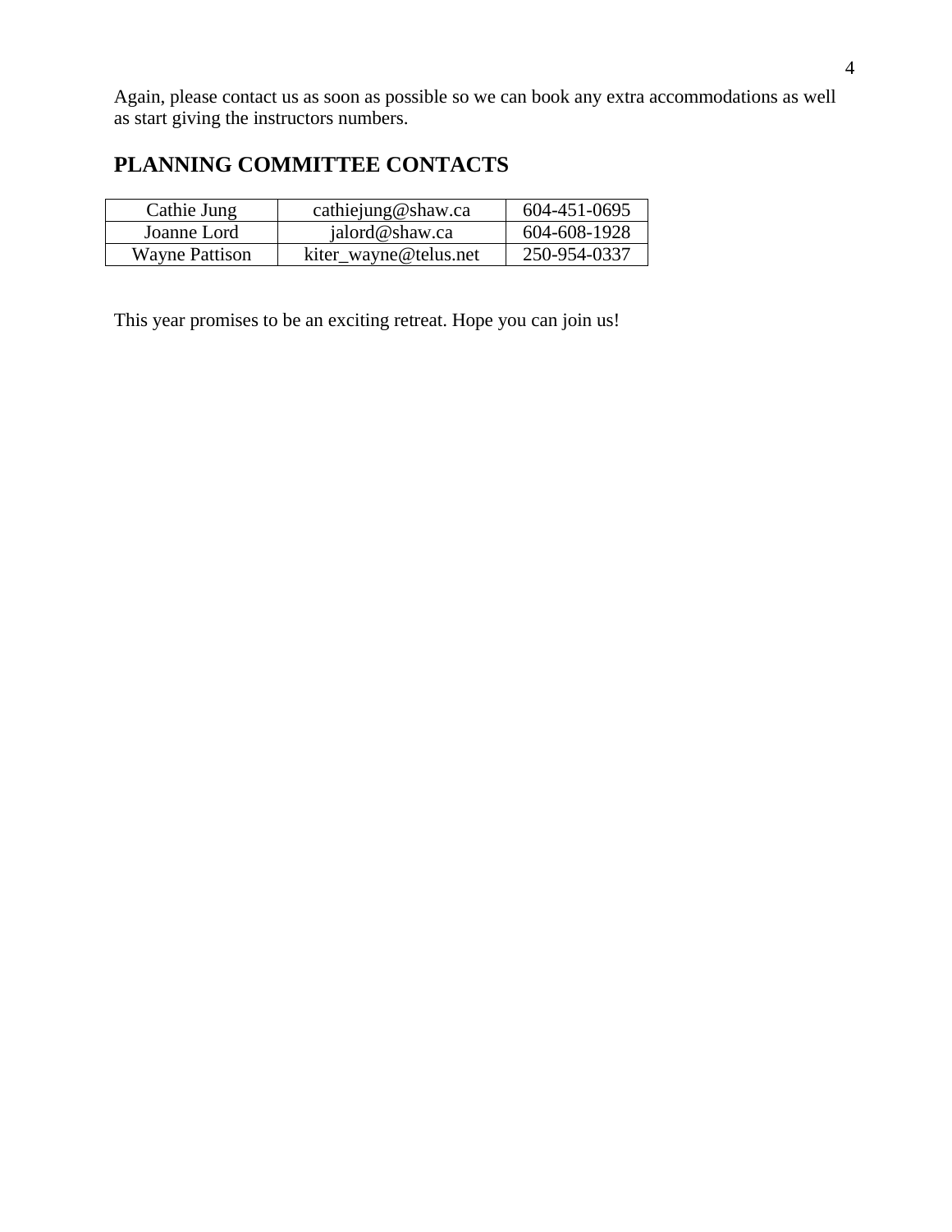Again, please contact us as soon as possible so we can book any extra accommodations as well as start giving the instructors numbers.

## PLANNING COMMITTEE CONTACTS

| | | |
|---|---|---|
| Cathie Jung | cathiejung@shaw.ca | 604-451-0695 |
| Joanne Lord | jalord@shaw.ca | 604-608-1928 |
| Wayne Pattison | kiter_wayne@telus.net | 250-954-0337 |

This year promises to be an exciting retreat. Hope you can join us!